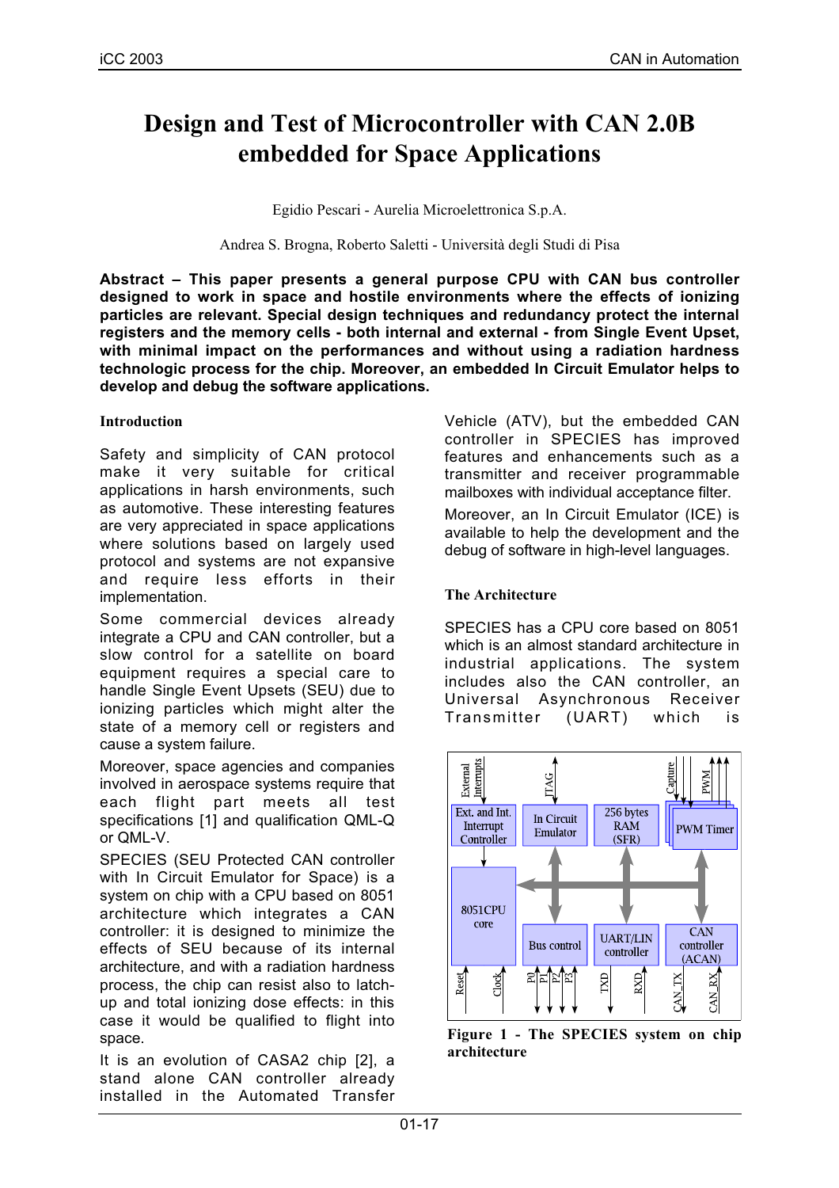# Design and Test of Microcontroller with CAN 2.0B embedded for Space Applications

Egidio Pescari - Aurelia Microelettronica S.p.A.

Andrea S. Brogna, Roberto Saletti - Università degli Studi di Pisa

**Abstract – This paper presents a general purpose CPU with CAN bus controller designed to work in space and hostile environments where the effects of ionizing particles are relevant. Special design techniques and redundancy protect the internal registers and the memory cells - both internal and external - from Single Event Upset, with minimal impact on the performances and without using a radiation hardness technologic process for the chip. Moreover, an embedded In Circuit Emulator helps to develop and debug the software applications.**

## Introduction

Safety and simplicity of CAN protocol make it very suitable for critical applications in harsh environments, such as automotive. These interesting features are very appreciated in space applications where solutions based on largely used protocol and systems are not expansive and require less efforts in their implementation.

Some commercial devices already integrate a CPU and CAN controller, but a slow control for a satellite on board equipment requires a special care to handle Single Event Upsets (SEU) due to ionizing particles which might alter the state of a memory cell or registers and cause a system failure.

Moreover, space agencies and companies involved in aerospace systems require that each flight part meets all test specifications [1] and qualification QML-Q or QML-V.

SPECIES (SEU Protected CAN controller with In Circuit Emulator for Space) is a system on chip with a CPU based on 8051 architecture which integrates a CAN controller: it is designed to minimize the effects of SEU because of its internal architecture, and with a radiation hardness process, the chip can resist also to latch-up and total ionizing dose effects: in this case it would be qualified to flight into space.

It is an evolution of CASA2 chip [2], a stand alone CAN controller already installed in the Automated Transfer Vehicle (ATV), but the embedded CAN controller in SPECIES has improved features and enhancements such as a transmitter and receiver programmable mailboxes with individual acceptance filter.

Moreover, an In Circuit Emulator (ICE) is available to help the development and the debug of software in high-level languages.

## The Architecture

SPECIES has a CPU core based on 8051 which is an almost standard architecture in industrial applications. The system includes also the CAN controller, an Universal Asynchronous Receiver Transmitter (UART) which is

**Figure 1 - The SPECIES system on chip architecture**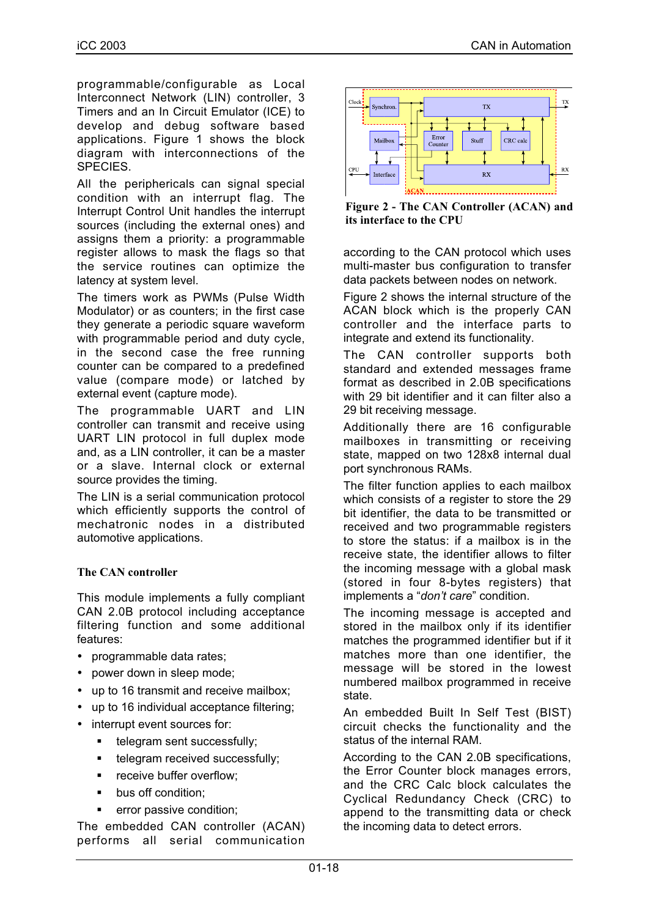programmable/configurable as Local Interconnect Network (LIN) controller, 3 Timers and an In Circuit Emulator (ICE) to develop and debug software based applications. Figure 1 shows the block diagram with interconnections of the SPECIES.

All the peripherichals can signal special condition with an interrupt flag. The Interrupt Control Unit handles the interrupt sources (including the external ones) and assigns them a priority: a programmable register allows to mask the flags so that the service routines can optimize the latency at system level.

The timers work as PWMs (Pulse Width Modulator) or as counters; in the first case they generate a periodic square waveform with programmable period and duty cycle, in the second case the free running counter can be compared to a predefined value (compare mode) or latched by external event (capture mode).

The programmable UART and LIN controller can transmit and receive using UART LIN protocol in full duplex mode and, as a LIN controller, it can be a master or a slave. Internal clock or external source provides the timing.

The LIN is a serial communication protocol which efficiently supports the control of mechatronic nodes in a distributed automotive applications.

**The CAN controller**

This module implements a fully compliant CAN 2.0B protocol including acceptance filtering function and some additional features:

- programmable data rates;
- power down in sleep mode;
- up to 16 transmit and receive mailbox;
- up to 16 individual acceptance filtering;
- interrupt event sources for:
  - telegram sent successfully;
  - telegram received successfully;
  - receive buffer overflow;
  - bus off condition;
  - error passive condition;

The embedded CAN controller (ACAN) performs all serial communication according to the CAN protocol which uses multi-master bus configuration to transfer data packets between nodes on network.

**Figure 2 - The CAN Controller (ACAN) and its interface to the CPU**

Figure 2 shows the internal structure of the ACAN block which is the properly CAN controller and the interface parts to integrate and extend its functionality.

The CAN controller supports both standard and extended messages frame format as described in 2.0B specifications with 29 bit identifier and it can filter also a 29 bit receiving message.

Additionally there are 16 configurable mailboxes in transmitting or receiving state, mapped on two 128x8 internal dual port synchronous RAMs.

The filter function applies to each mailbox which consists of a register to store the 29 bit identifier, the data to be transmitted or received and two programmable registers to store the status: if a mailbox is in the receive state, the identifier allows to filter the incoming message with a global mask (stored in four 8-bytes registers) that implements a "*don't care*" condition.

The incoming message is accepted and stored in the mailbox only if its identifier matches the programmed identifier but if it matches more than one identifier, the message will be stored in the lowest numbered mailbox programmed in receive state.

An embedded Built In Self Test (BIST) circuit checks the functionality and the status of the internal RAM.

According to the CAN 2.0B specifications, the Error Counter block manages errors, and the CRC Calc block calculates the Cyclical Redundancy Check (CRC) to append to the transmitting data or check the incoming data to detect errors.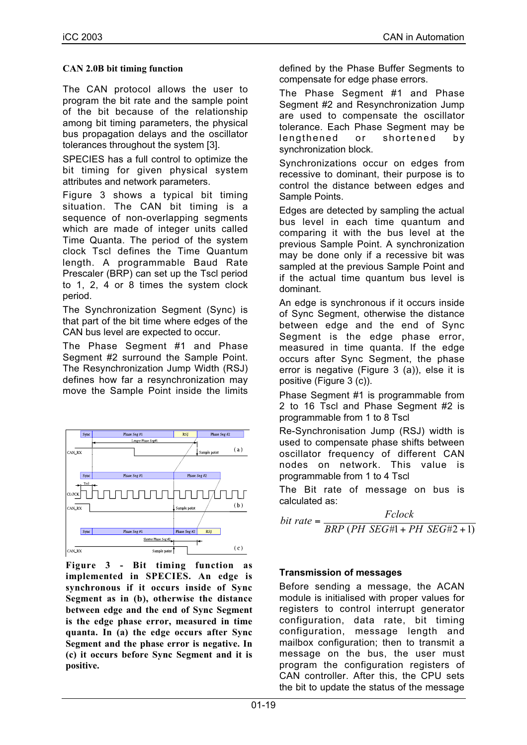### CAN 2.0B bit timing function

The CAN protocol allows the user to program the bit rate and the sample point of the bit because of the relationship among bit timing parameters, the physical bus propagation delays and the oscillator tolerances throughout the system [3].

SPECIES has a full control to optimize the bit timing for given physical system attributes and network parameters.

Figure 3 shows a typical bit timing situation. The CAN bit timing is a sequence of non-overlapping segments which are made of integer units called Time Quanta. The period of the system clock Tscl defines the Time Quantum length. A programmable Baud Rate Prescaler (BRP) can set up the Tscl period to 1, 2, 4 or 8 times the system clock period.

The Synchronization Segment (Sync) is that part of the bit time where edges of the CAN bus level are expected to occur.

The Phase Segment #1 and Phase Segment #2 surround the Sample Point. The Resynchronization Jump Width (RSJ) defines how far a resynchronization may move the Sample Point inside the limits defined by the Phase Buffer Segments to compensate for edge phase errors.

**Figure 3 - Bit timing function as implemented in SPECIES. An edge is synchronous if it occurs inside of Sync Segment as in (b), otherwise the distance between edge and the end of Sync Segment is the edge phase error, measured in time quanta. In (a) the edge occurs after Sync Segment and the phase error is negative. In (c) it occurs before Sync Segment and it is positive.**

The Phase Segment #1 and Phase Segment #2 and Resynchronization Jump are used to compensate the oscillator tolerance. Each Phase Segment may be lengthened or shortened by synchronization block.

Synchronizations occur on edges from recessive to dominant, their purpose is to control the distance between edges and Sample Points.

Edges are detected by sampling the actual bus level in each time quantum and comparing it with the bus level at the previous Sample Point. A synchronization may be done only if a recessive bit was sampled at the previous Sample Point and if the actual time quantum bus level is dominant.

An edge is synchronous if it occurs inside of Sync Segment, otherwise the distance between edge and the end of Sync Segment is the edge phase error, measured in time quanta. If the edge occurs after Sync Segment, the phase error is negative (Figure 3 (a)), else it is positive (Figure 3 (c)).

Phase Segment #1 is programmable from 2 to 16 Tscl and Phase Segment #2 is programmable from 1 to 8 Tscl

Re-Synchronisation Jump (RSJ) width is used to compensate phase shifts between oscillator frequency of different CAN nodes on network. This value is programmable from 1 to 4 Tscl

The Bit rate of message on bus is calculated as:

$$bit\ rate = \frac{Fclock}{BRP\ (PH\ SEG\#1 + PH\ SEG\#2 + 1)}$$

### Transmission of messages

Before sending a message, the ACAN module is initialised with proper values for registers to control interrupt generator configuration, data rate, bit timing configuration, message length and mailbox configuration; then to transmit a message on the bus, the user must program the configuration registers of CAN controller. After this, the CPU sets the bit to update the status of the message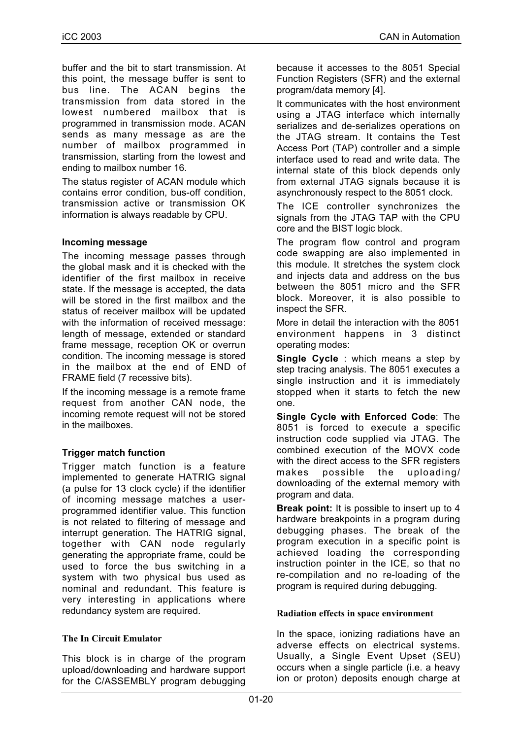buffer and the bit to start transmission. At this point, the message buffer is sent to bus line. The ACAN begins the transmission from data stored in the lowest numbered mailbox that is programmed in transmission mode. ACAN sends as many message as are the number of mailbox programmed in transmission, starting from the lowest and ending to mailbox number 16.

The status register of ACAN module which contains error condition, bus-off condition, transmission active or transmission OK information is always readable by CPU.

### Incoming message

The incoming message passes through the global mask and it is checked with the identifier of the first mailbox in receive state. If the message is accepted, the data will be stored in the first mailbox and the status of receiver mailbox will be updated with the information of received message: length of message, extended or standard frame message, reception OK or overrun condition. The incoming message is stored in the mailbox at the end of END of FRAME field (7 recessive bits).

If the incoming message is a remote frame request from another CAN node, the incoming remote request will not be stored in the mailboxes.

### Trigger match function

Trigger match function is a feature implemented to generate HATRIG signal (a pulse for 13 clock cycle) if the identifier of incoming message matches a user-programmed identifier value. This function is not related to filtering of message and interrupt generation. The HATRIG signal, together with CAN node regularly generating the appropriate frame, could be used to force the bus switching in a system with two physical bus used as nominal and redundant. This feature is very interesting in applications where redundancy system are required.

### The In Circuit Emulator

This block is in charge of the program upload/downloading and hardware support for the C/ASSEMBLY program debugging because it accesses to the 8051 Special Function Registers (SFR) and the external program/data memory [4].

It communicates with the host environment using a JTAG interface which internally serializes and de-serializes operations on the JTAG stream. It contains the Test Access Port (TAP) controller and a simple interface used to read and write data. The internal state of this block depends only from external JTAG signals because it is asynchronously respect to the 8051 clock.

The ICE controller synchronizes the signals from the JTAG TAP with the CPU core and the BIST logic block.

The program flow control and program code swapping are also implemented in this module. It stretches the system clock and injects data and address on the bus between the 8051 micro and the SFR block. Moreover, it is also possible to inspect the SFR.

More in detail the interaction with the 8051 environment happens in 3 distinct operating modes:

**Single Cycle** : which means a step by step tracing analysis. The 8051 executes a single instruction and it is immediately stopped when it starts to fetch the new one.

**Single Cycle with Enforced Code**: The 8051 is forced to execute a specific instruction code supplied via JTAG. The combined execution of the MOVX code with the direct access to the SFR registers makes possible the uploading/ downloading of the external memory with program and data.

**Break point:** It is possible to insert up to 4 hardware breakpoints in a program during debugging phases. The break of the program execution in a specific point is achieved loading the corresponding instruction pointer in the ICE, so that no re-compilation and no re-loading of the program is required during debugging.

### Radiation effects in space environment

In the space, ionizing radiations have an adverse effects on electrical systems. Usually, a Single Event Upset (SEU) occurs when a single particle (i.e. a heavy ion or proton) deposits enough charge at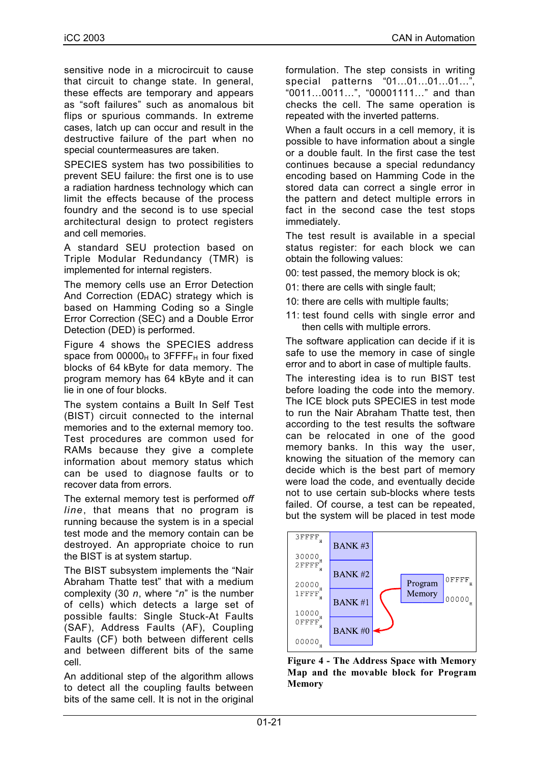sensitive node in a microcircuit to cause that circuit to change state. In general, these effects are temporary and appears as "soft failures" such as anomalous bit flips or spurious commands. In extreme cases, latch up can occur and result in the destructive failure of the part when no special countermeasures are taken.

SPECIES system has two possibilities to prevent SEU failure: the first one is to use a radiation hardness technology which can limit the effects because of the process foundry and the second is to use special architectural design to protect registers and cell memories.

A standard SEU protection based on Triple Modular Redundancy (TMR) is implemented for internal registers.

The memory cells use an Error Detection And Correction (EDAC) strategy which is based on Hamming Coding so a Single Error Correction (SEC) and a Double Error Detection (DED) is performed.

Figure 4 shows the SPECIES address space from $00000_H$ to $3FFFF_H$ in four fixed blocks of 64 kByte for data memory. The program memory has 64 kByte and it can lie in one of four blocks.

The system contains a Built In Self Test (BIST) circuit connected to the internal memories and to the external memory too. Test procedures are common used for RAMs because they give a complete information about memory status which can be used to diagnose faults or to recover data from errors.

The external memory test is performed *off line*, that means that no program is running because the system is in a special test mode and the memory contain can be destroyed. An appropriate choice to run the BIST is at system startup.

The BIST subsystem implements the "Nair Abraham Thatte test" that with a medium complexity (30 *n*, where "*n*" is the number of cells) which detects a large set of possible faults: Single Stuck-At Faults (SAF), Address Faults (AF), Coupling Faults (CF) both between different cells and between different bits of the same cell.

An additional step of the algorithm allows to detect all the coupling faults between bits of the same cell. It is not in the original formulation. The step consists in writing special patterns "01…01…01…01…", "0011…0011…", "00001111…" and than checks the cell. The same operation is repeated with the inverted patterns.

When a fault occurs in a cell memory, it is possible to have information about a single or a double fault. In the first case the test continues because a special redundancy encoding based on Hamming Code in the stored data can correct a single error in the pattern and detect multiple errors in fact in the second case the test stops immediately.

The test result is available in a special status register: for each block we can obtain the following values:

00: test passed, the memory block is ok;

01: there are cells with single fault;

10: there are cells with multiple faults;

11: test found cells with single error and then cells with multiple errors.

The software application can decide if it is safe to use the memory in case of single error and to abort in case of multiple faults.

The interesting idea is to run BIST test before loading the code into the memory. The ICE block puts SPECIES in test mode to run the Nair Abraham Thatte test, then according to the test results the software can be relocated in one of the good memory banks. In this way the user, knowing the situation of the memory can decide which is the best part of memory were load the code, and eventually decide not to use certain sub-blocks where tests failed. Of course, a test can be repeated, but the system will be placed in test mode

| Address range | Bank |
|---|---|
| $3FFFF_H$ – $30000_H$ | BANK #3 |
| $2FFFF_H$ – $20000_H$ | BANK #2 |
| $1FFFF_H$ – $10000_H$ | BANK #1 |
| $0FFFF_H$ – $00000_H$ | BANK #0 |

Program Memory: $0FFFF_H$ – $00000_H$

**Figure 4 - The Address Space with Memory Map and the movable block for Program Memory**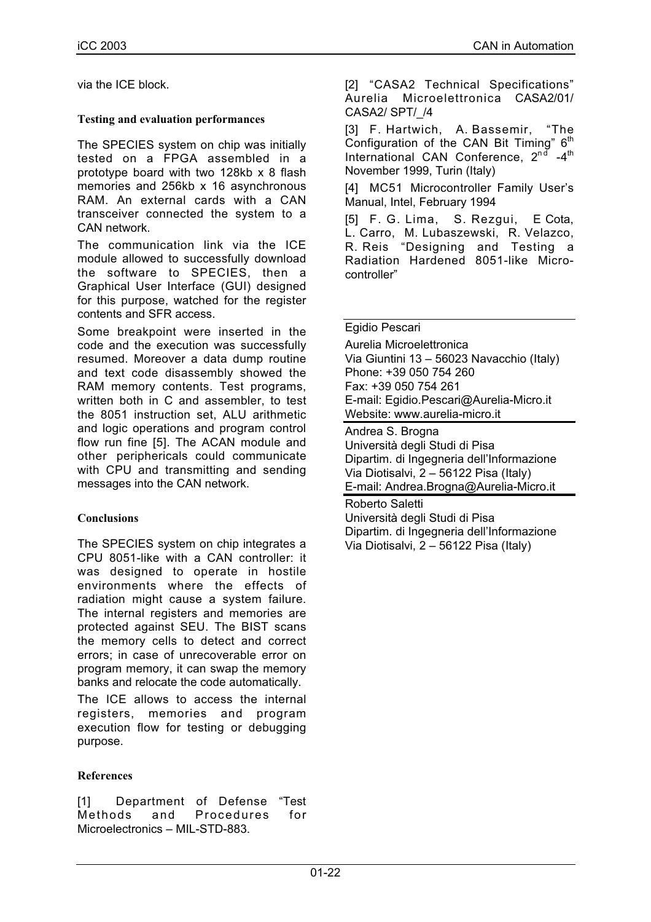via the ICE block.

### Testing and evaluation performances

The SPECIES system on chip was initially tested on a FPGA assembled in a prototype board with two 128kb x 8 flash memories and 256kb x 16 asynchronous RAM. An external cards with a CAN transceiver connected the system to a CAN network.

The communication link via the ICE module allowed to successfully download the software to SPECIES, then a Graphical User Interface (GUI) designed for this purpose, watched for the register contents and SFR access.

Some breakpoint were inserted in the code and the execution was successfully resumed. Moreover a data dump routine and text code disassembly showed the RAM memory contents. Test programs, written both in C and assembler, to test the 8051 instruction set, ALU arithmetic and logic operations and program control flow run fine [5]. The ACAN module and other periphericals could communicate with CPU and transmitting and sending messages into the CAN network.

### Conclusions

The SPECIES system on chip integrates a CPU 8051-like with a CAN controller: it was designed to operate in hostile environments where the effects of radiation might cause a system failure. The internal registers and memories are protected against SEU. The BIST scans the memory cells to detect and correct errors; in case of unrecoverable error on program memory, it can swap the memory banks and relocate the code automatically.

The ICE allows to access the internal registers, memories and program execution flow for testing or debugging purpose.

### References

[1] Department of Defense "Test Methods and Procedures for Microelectronics – MIL-STD-883.

[2] "CASA2 Technical Specifications" Aurelia Microelettronica CASA2/01/ CASA2/ SPT/_/4

[3] F. Hartwich, A. Bassemir, "The Configuration of the CAN Bit Timing" 6th International CAN Conference, 2nd -4th November 1999, Turin (Italy)

[4] MC51 Microcontroller Family User's Manual, Intel, February 1994

[5] F. G. Lima, S. Rezgui, E Cota, L. Carro, M. Lubaszewski, R. Velazco, R. Reis "Designing and Testing a Radiation Hardened 8051-like Micro-controller"

---

Egidio Pescari

Aurelia Microelettronica
Via Giuntini 13 – 56023 Navacchio (Italy)
Phone: +39 050 754 260
Fax: +39 050 754 261
E-mail: Egidio.Pescari@Aurelia-Micro.it
Website: www.aurelia-micro.it

---

Andrea S. Brogna
Università degli Studi di Pisa
Dipartim. di Ingegneria dell'Informazione
Via Diotisalvi, 2 – 56122 Pisa (Italy)
E-mail: Andrea.Brogna@Aurelia-Micro.it

---

Roberto Saletti
Università degli Studi di Pisa
Dipartim. di Ingegneria dell'Informazione
Via Diotisalvi, 2 – 56122 Pisa (Italy)